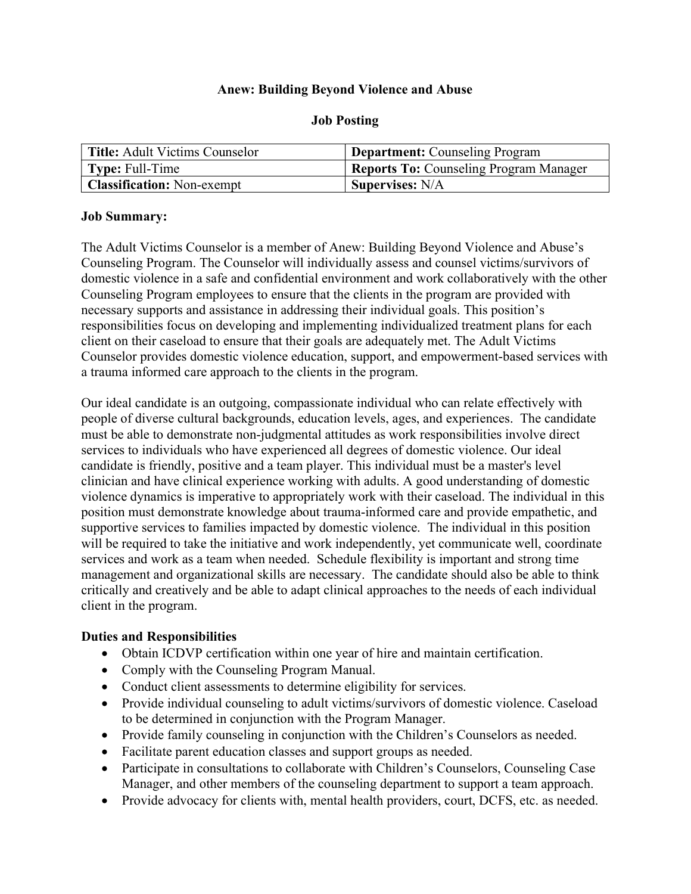# Anew: Building Beyond Violence and Abuse

## Job Posting

| **Title:** Adult Victims Counselor | **Department:** Counseling Program |
|---|---|
| **Type:** Full-Time | **Reports To:** Counseling Program Manager |
| **Classification:** Non-exempt | **Supervises:** N/A |

**Job Summary:**

The Adult Victims Counselor is a member of Anew: Building Beyond Violence and Abuse's Counseling Program. The Counselor will individually assess and counsel victims/survivors of domestic violence in a safe and confidential environment and work collaboratively with the other Counseling Program employees to ensure that the clients in the program are provided with necessary supports and assistance in addressing their individual goals. This position's responsibilities focus on developing and implementing individualized treatment plans for each client on their caseload to ensure that their goals are adequately met. The Adult Victims Counselor provides domestic violence education, support, and empowerment-based services with a trauma informed care approach to the clients in the program.

Our ideal candidate is an outgoing, compassionate individual who can relate effectively with people of diverse cultural backgrounds, education levels, ages, and experiences. The candidate must be able to demonstrate non-judgmental attitudes as work responsibilities involve direct services to individuals who have experienced all degrees of domestic violence. Our ideal candidate is friendly, positive and a team player. This individual must be a master's level clinician and have clinical experience working with adults. A good understanding of domestic violence dynamics is imperative to appropriately work with their caseload. The individual in this position must demonstrate knowledge about trauma-informed care and provide empathetic, and supportive services to families impacted by domestic violence. The individual in this position will be required to take the initiative and work independently, yet communicate well, coordinate services and work as a team when needed. Schedule flexibility is important and strong time management and organizational skills are necessary. The candidate should also be able to think critically and creatively and be able to adapt clinical approaches to the needs of each individual client in the program.

**Duties and Responsibilities**

- Obtain ICDVP certification within one year of hire and maintain certification.
- Comply with the Counseling Program Manual.
- Conduct client assessments to determine eligibility for services.
- Provide individual counseling to adult victims/survivors of domestic violence. Caseload to be determined in conjunction with the Program Manager.
- Provide family counseling in conjunction with the Children's Counselors as needed.
- Facilitate parent education classes and support groups as needed.
- Participate in consultations to collaborate with Children's Counselors, Counseling Case Manager, and other members of the counseling department to support a team approach.
- Provide advocacy for clients with, mental health providers, court, DCFS, etc. as needed.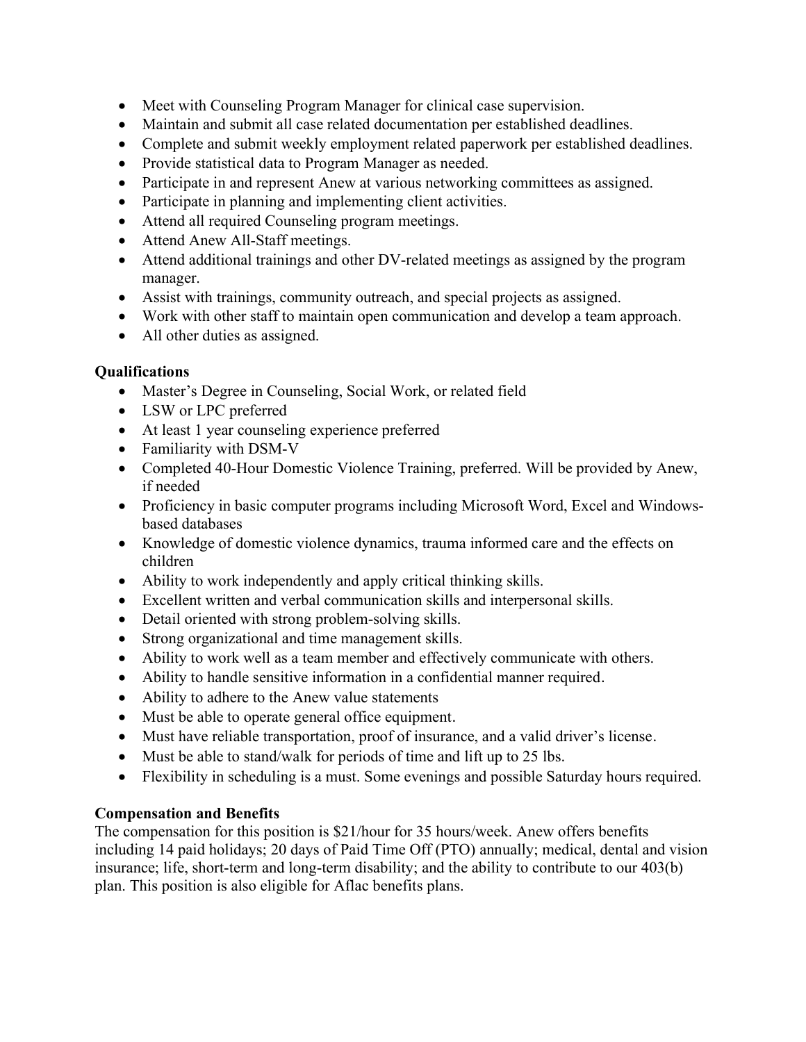- Meet with Counseling Program Manager for clinical case supervision.
- Maintain and submit all case related documentation per established deadlines.
- Complete and submit weekly employment related paperwork per established deadlines.
- Provide statistical data to Program Manager as needed.
- Participate in and represent Anew at various networking committees as assigned.
- Participate in planning and implementing client activities.
- Attend all required Counseling program meetings.
- Attend Anew All-Staff meetings.
- Attend additional trainings and other DV-related meetings as assigned by the program manager.
- Assist with trainings, community outreach, and special projects as assigned.
- Work with other staff to maintain open communication and develop a team approach.
- All other duties as assigned.

**Qualifications**

- Master's Degree in Counseling, Social Work, or related field
- LSW or LPC preferred
- At least 1 year counseling experience preferred
- Familiarity with DSM-V
- Completed 40-Hour Domestic Violence Training, preferred. Will be provided by Anew, if needed
- Proficiency in basic computer programs including Microsoft Word, Excel and Windows-based databases
- Knowledge of domestic violence dynamics, trauma informed care and the effects on children
- Ability to work independently and apply critical thinking skills.
- Excellent written and verbal communication skills and interpersonal skills.
- Detail oriented with strong problem-solving skills.
- Strong organizational and time management skills.
- Ability to work well as a team member and effectively communicate with others.
- Ability to handle sensitive information in a confidential manner required.
- Ability to adhere to the Anew value statements
- Must be able to operate general office equipment.
- Must have reliable transportation, proof of insurance, and a valid driver's license.
- Must be able to stand/walk for periods of time and lift up to 25 lbs.
- Flexibility in scheduling is a must. Some evenings and possible Saturday hours required.

**Compensation and Benefits**

The compensation for this position is $21/hour for 35 hours/week. Anew offers benefits including 14 paid holidays; 20 days of Paid Time Off (PTO) annually; medical, dental and vision insurance; life, short-term and long-term disability; and the ability to contribute to our 403(b) plan. This position is also eligible for Aflac benefits plans.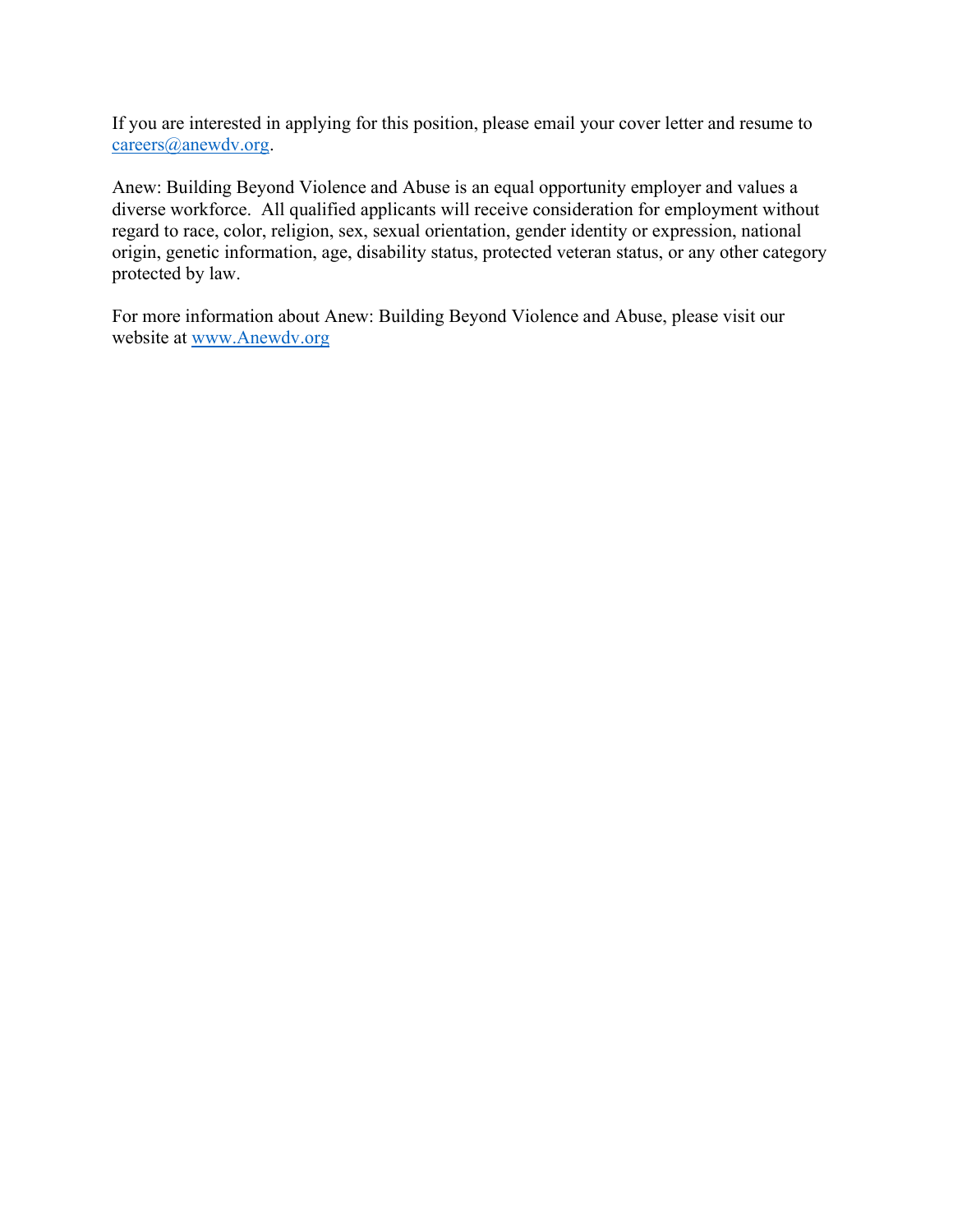If you are interested in applying for this position, please email your cover letter and resume to careers@anewdv.org.

Anew: Building Beyond Violence and Abuse is an equal opportunity employer and values a diverse workforce.  All qualified applicants will receive consideration for employment without regard to race, color, religion, sex, sexual orientation, gender identity or expression, national origin, genetic information, age, disability status, protected veteran status, or any other category protected by law.

For more information about Anew: Building Beyond Violence and Abuse, please visit our website at www.Anewdv.org